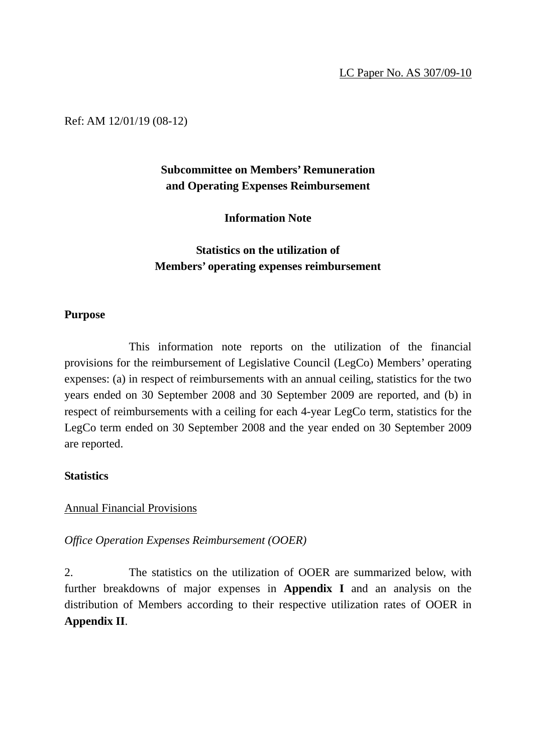LC Paper No. AS 307/09-10

Ref: AM 12/01/19 (08-12)

**Subcommittee on Members' Remuneration and Operating Expenses Reimbursement**

**Information Note**

**Statistics on the utilization of Members' operating expenses reimbursement**

**Purpose**

This information note reports on the utilization of the financial provisions for the reimbursement of Legislative Council (LegCo) Members' operating expenses: (a) in respect of reimbursements with an annual ceiling, statistics for the two years ended on 30 September 2008 and 30 September 2009 are reported, and (b) in respect of reimbursements with a ceiling for each 4-year LegCo term, statistics for the LegCo term ended on 30 September 2008 and the year ended on 30 September 2009 are reported.

**Statistics**

Annual Financial Provisions

*Office Operation Expenses Reimbursement (OOER)*

2. The statistics on the utilization of OOER are summarized below, with further breakdowns of major expenses in **Appendix I** and an analysis on the distribution of Members according to their respective utilization rates of OOER in **Appendix II**.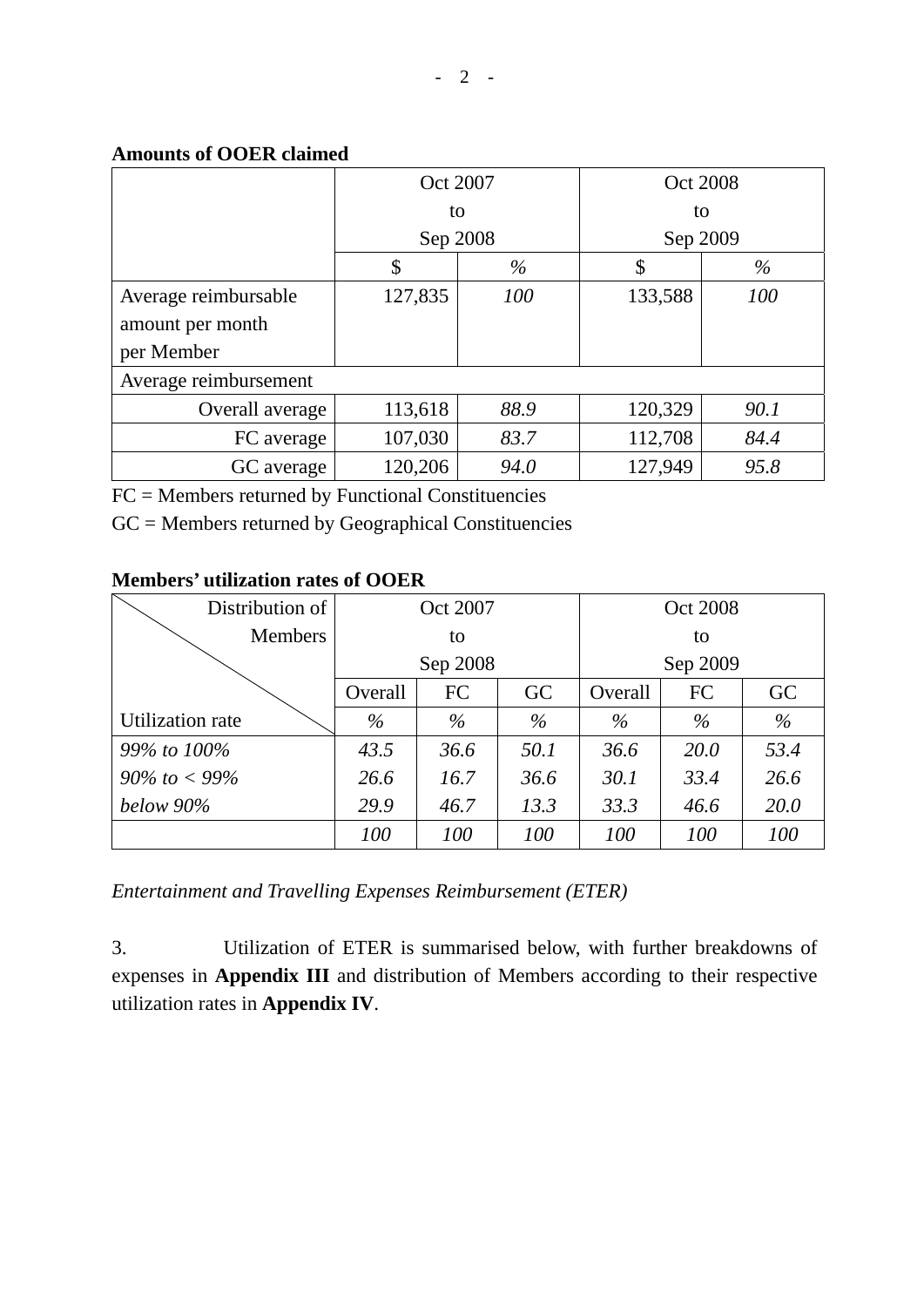**Amounts of OOER claimed**

| | Oct 2007 to Sep 2008 | | Oct 2008 to Sep 2009 | |
|---|---|---|---|---|
| | $ | % | $ | % |
| Average reimbursable amount per month per Member | 127,835 | *100* | 133,588 | *100* |
| Average reimbursement | | | | |
| Overall average | 113,618 | *88.9* | 120,329 | *90.1* |
| FC average | 107,030 | *83.7* | 112,708 | *84.4* |
| GC average | 120,206 | *94.0* | 127,949 | *95.8* |

FC = Members returned by Functional Constituencies

GC = Members returned by Geographical Constituencies

**Members' utilization rates of OOER**

| Distribution of Members / Utilization rate | Oct 2007 to Sep 2008 | | | Oct 2008 to Sep 2009 | | |
|---|---|---|---|---|---|---|
| | Overall | FC | GC | Overall | FC | GC |
| Utilization rate | *%* | *%* | *%* | *%* | *%* | *%* |
| *99% to 100%* | *43.5* | *36.6* | *50.1* | *36.6* | *20.0* | *53.4* |
| *90% to < 99%* | *26.6* | *16.7* | *36.6* | *30.1* | *33.4* | *26.6* |
| *below 90%* | *29.9* | *46.7* | *13.3* | *33.3* | *46.6* | *20.0* |
| | *100* | *100* | *100* | *100* | *100* | *100* |

*Entertainment and Travelling Expenses Reimbursement (ETER)*

3. Utilization of ETER is summarised below, with further breakdowns of expenses in **Appendix III** and distribution of Members according to their respective utilization rates in **Appendix IV**.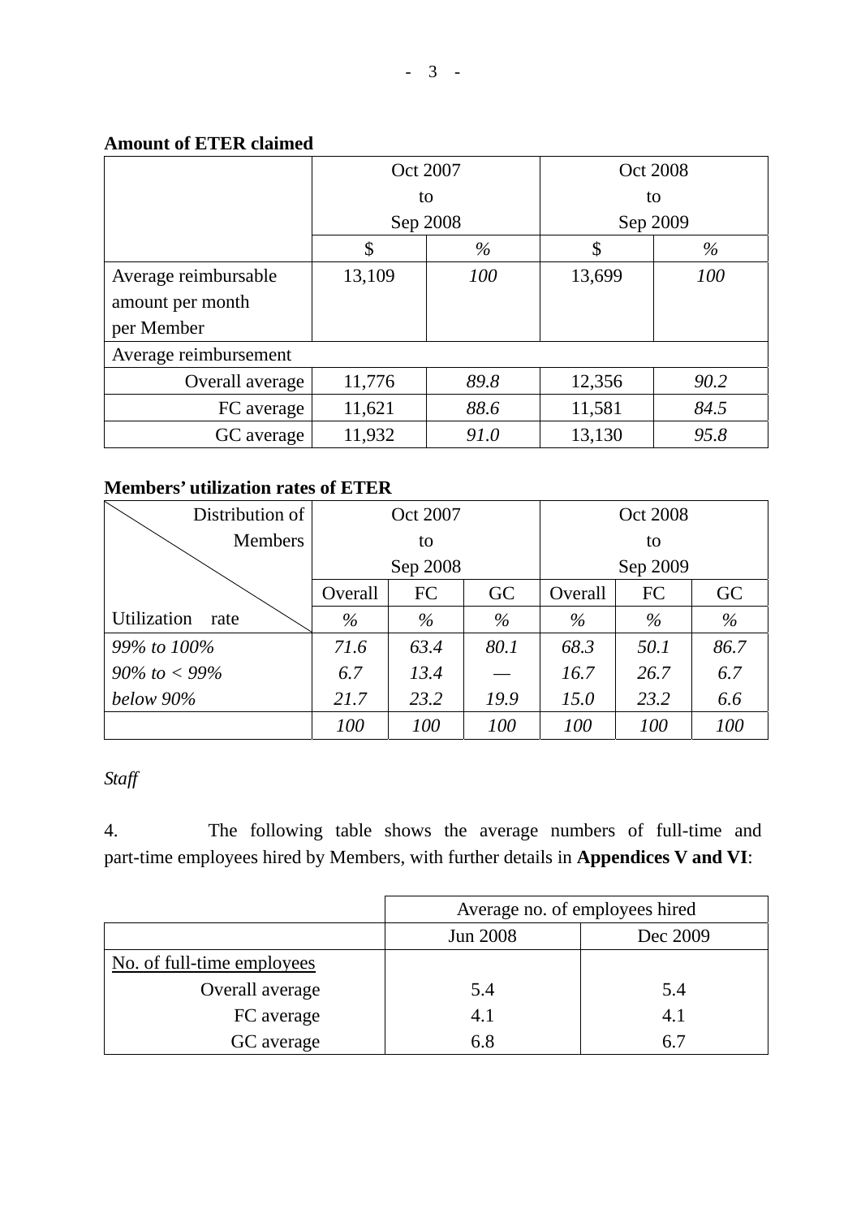**Amount of ETER claimed**

| | Oct 2007 to Sep 2008 | | Oct 2008 to Sep 2009 | |
|---|---|---|---|---|
| | $ | *%* | $ | *%* |
| Average reimbursable amount per month per Member | 13,109 | *100* | 13,699 | *100* |
| Average reimbursement | | | | |
| Overall average | 11,776 | *89.8* | 12,356 | *90.2* |
| FC average | 11,621 | *88.6* | 11,581 | *84.5* |
| GC average | 11,932 | *91.0* | 13,130 | *95.8* |

**Members' utilization rates of ETER**

| Distribution of Members / Utilization rate | Oct 2007 to Sep 2008 | | | Oct 2008 to Sep 2009 | | |
|---|---|---|---|---|---|---|
| | Overall | FC | GC | Overall | FC | GC |
| | *%* | *%* | *%* | *%* | *%* | *%* |
| *99% to 100%* | *71.6* | *63.4* | *80.1* | *68.3* | *50.1* | *86.7* |
| *90% to < 99%* | *6.7* | *13.4* | *—* | *16.7* | *26.7* | *6.7* |
| *below 90%* | *21.7* | *23.2* | *19.9* | *15.0* | *23.2* | *6.6* |
| | *100* | *100* | *100* | *100* | *100* | *100* |

*Staff*

4. The following table shows the average numbers of full-time and part-time employees hired by Members, with further details in **Appendices V and VI**:

| | Average no. of employees hired | |
|---|---|---|
| | Jun 2008 | Dec 2009 |
| No. of full-time employees | | |
| Overall average | 5.4 | 5.4 |
| FC average | 4.1 | 4.1 |
| GC average | 6.8 | 6.7 |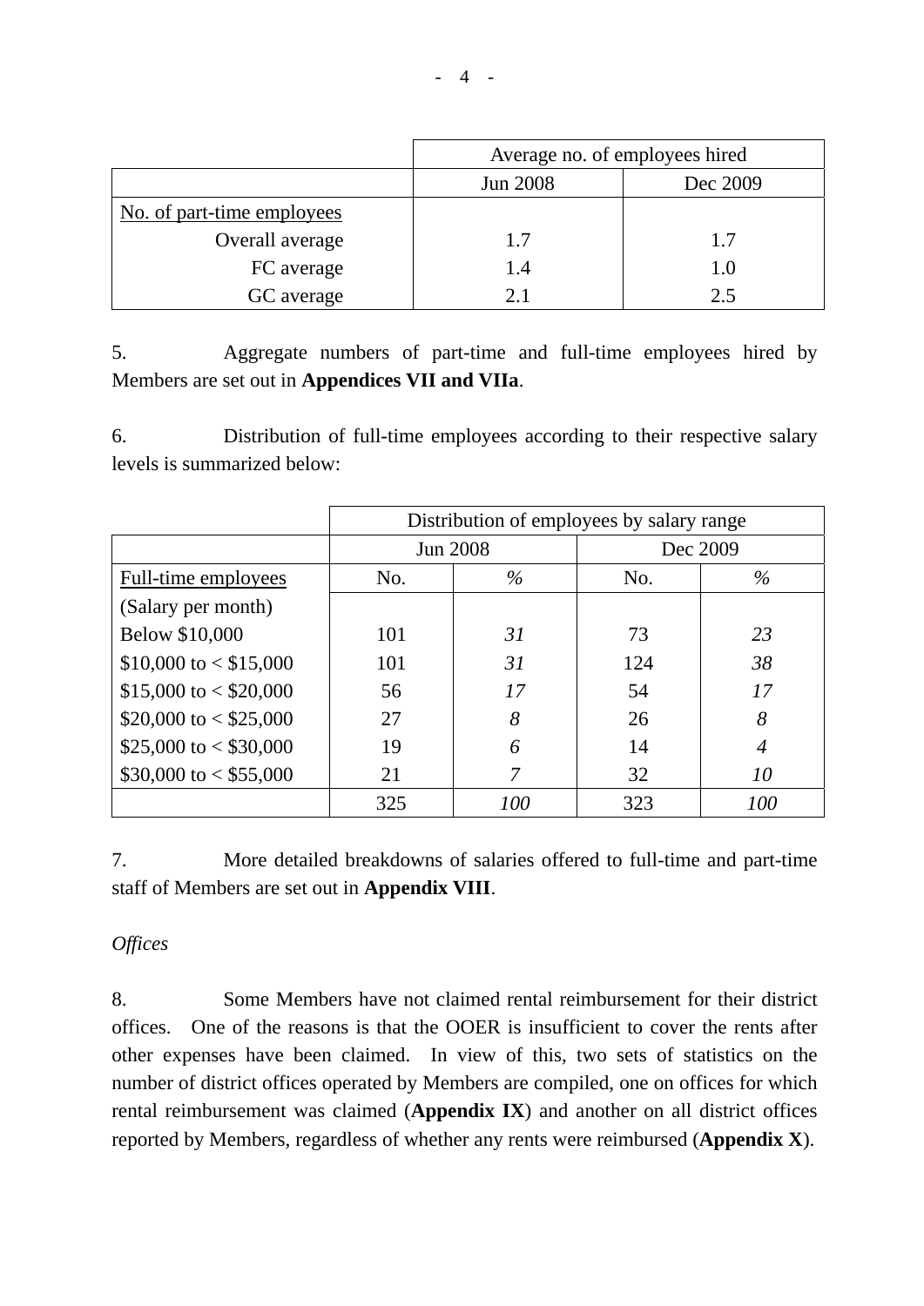| | Average no. of employees hired | |
|---|---|---|
| | Jun 2008 | Dec 2009 |
| No. of part-time employees | | |
| Overall average | 1.7 | 1.7 |
| FC average | 1.4 | 1.0 |
| GC average | 2.1 | 2.5 |

5. Aggregate numbers of part-time and full-time employees hired by Members are set out in **Appendices VII and VIIa**.

6. Distribution of full-time employees according to their respective salary levels is summarized below:

| | Distribution of employees by salary range | | | |
|---|---|---|---|---|
| | Jun 2008 | | Dec 2009 | |
| Full-time employees | No. | *%* | No. | *%* |
| (Salary per month) | | | | |
| Below $10,000 | 101 | *31* | 73 | *23* |
| $10,000 to < $15,000 | 101 | *31* | 124 | *38* |
| $15,000 to < $20,000 | 56 | *17* | 54 | *17* |
| $20,000 to < $25,000 | 27 | *8* | 26 | *8* |
| $25,000 to < $30,000 | 19 | *6* | 14 | *4* |
| $30,000 to < $55,000 | 21 | *7* | 32 | *10* |
| | 325 | *100* | 323 | *100* |

7. More detailed breakdowns of salaries offered to full-time and part-time staff of Members are set out in **Appendix VIII**.

*Offices*

8. Some Members have not claimed rental reimbursement for their district offices. One of the reasons is that the OOER is insufficient to cover the rents after other expenses have been claimed. In view of this, two sets of statistics on the number of district offices operated by Members are compiled, one on offices for which rental reimbursement was claimed (**Appendix IX**) and another on all district offices reported by Members, regardless of whether any rents were reimbursed (**Appendix X**).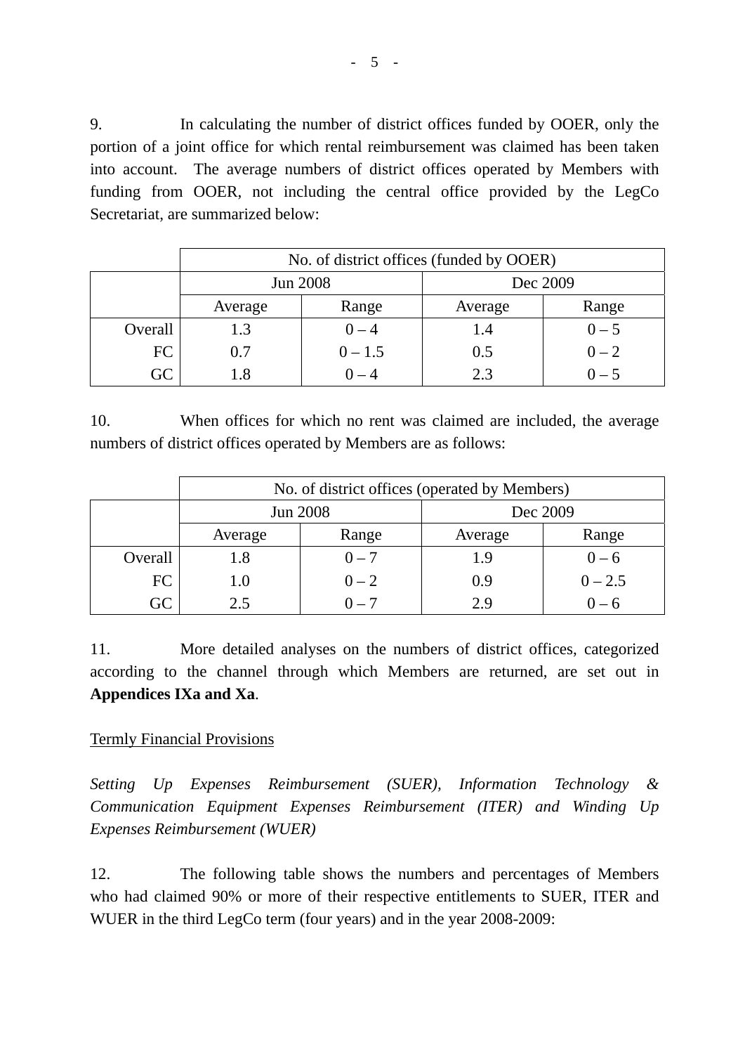9. In calculating the number of district offices funded by OOER, only the portion of a joint office for which rental reimbursement was claimed has been taken into account. The average numbers of district offices operated by Members with funding from OOER, not including the central office provided by the LegCo Secretariat, are summarized below:

| | No. of district offices (funded by OOER) | | | |
|---|---|---|---|---|
| | Jun 2008 | | Dec 2009 | |
| | Average | Range | Average | Range |
| Overall | 1.3 | 0 – 4 | 1.4 | 0 – 5 |
| FC | 0.7 | 0 – 1.5 | 0.5 | 0 – 2 |
| GC | 1.8 | 0 – 4 | 2.3 | 0 – 5 |

10. When offices for which no rent was claimed are included, the average numbers of district offices operated by Members are as follows:

| | No. of district offices (operated by Members) | | | |
|---|---|---|---|---|
| | Jun 2008 | | Dec 2009 | |
| | Average | Range | Average | Range |
| Overall | 1.8 | 0 – 7 | 1.9 | 0 – 6 |
| FC | 1.0 | 0 – 2 | 0.9 | 0 – 2.5 |
| GC | 2.5 | 0 – 7 | 2.9 | 0 – 6 |

11. More detailed analyses on the numbers of district offices, categorized according to the channel through which Members are returned, are set out in **Appendices IXa and Xa**.

## Termly Financial Provisions

*Setting Up Expenses Reimbursement (SUER), Information Technology & Communication Equipment Expenses Reimbursement (ITER) and Winding Up Expenses Reimbursement (WUER)*

12. The following table shows the numbers and percentages of Members who had claimed 90% or more of their respective entitlements to SUER, ITER and WUER in the third LegCo term (four years) and in the year 2008-2009: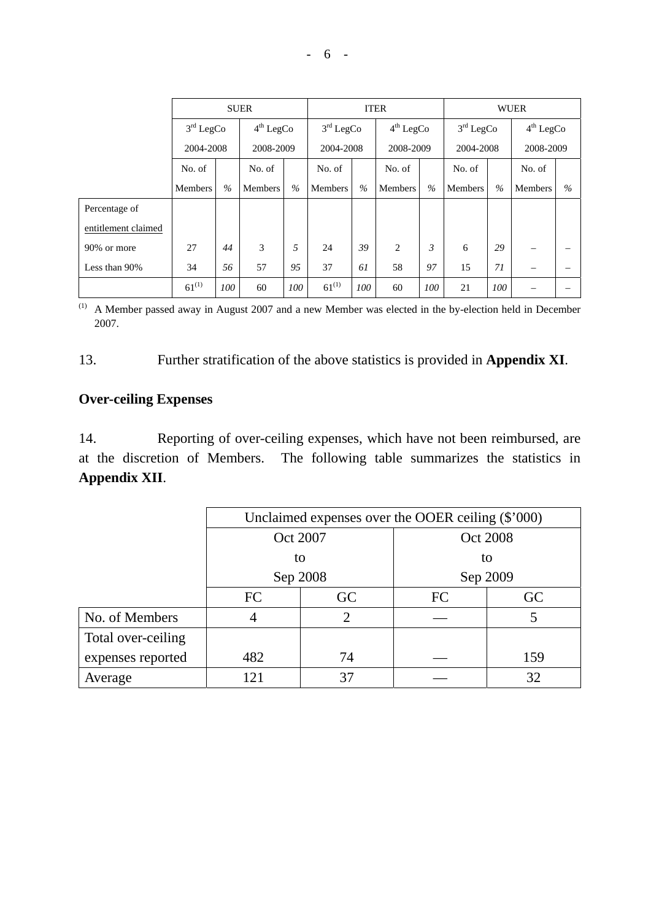| | SUER | | | | ITER | | | | WUER | | | |
|---|---|---|---|---|---|---|---|---|---|---|---|---|
| | 3rd LegCo 2004-2008 | | 4th LegCo 2008-2009 | | 3rd LegCo 2004-2008 | | 4th LegCo 2008-2009 | | 3rd LegCo 2004-2008 | | 4th LegCo 2008-2009 | |
| | No. of Members | % | No. of Members | % | No. of Members | % | No. of Members | % | No. of Members | % | No. of Members | % |
| Percentage of entitlement claimed | | | | | | | | | | | | |
| 90% or more | 27 | *44* | 3 | *5* | 24 | *39* | 2 | *3* | 6 | *29* | – | – |
| Less than 90% | 34 | *56* | 57 | *95* | 37 | *61* | 58 | *97* | 15 | *71* | – | – |
| | 61(1) | *100* | 60 | *100* | 61(1) | *100* | 60 | *100* | 21 | *100* | – | – |

(1) A Member passed away in August 2007 and a new Member was elected in the by-election held in December 2007.

13. Further stratification of the above statistics is provided in **Appendix XI**.

**Over-ceiling Expenses**

14. Reporting of over-ceiling expenses, which have not been reimbursed, are at the discretion of Members. The following table summarizes the statistics in **Appendix XII**.

| | Unclaimed expenses over the OOER ceiling ($'000) | | | |
|---|---|---|---|---|
| | Oct 2007 to Sep 2008 | | Oct 2008 to Sep 2009 | |
| | FC | GC | FC | GC |
| No. of Members | 4 | 2 | — | 5 |
| Total over-ceiling expenses reported | 482 | 74 | — | 159 |
| Average | 121 | 37 | — | 32 |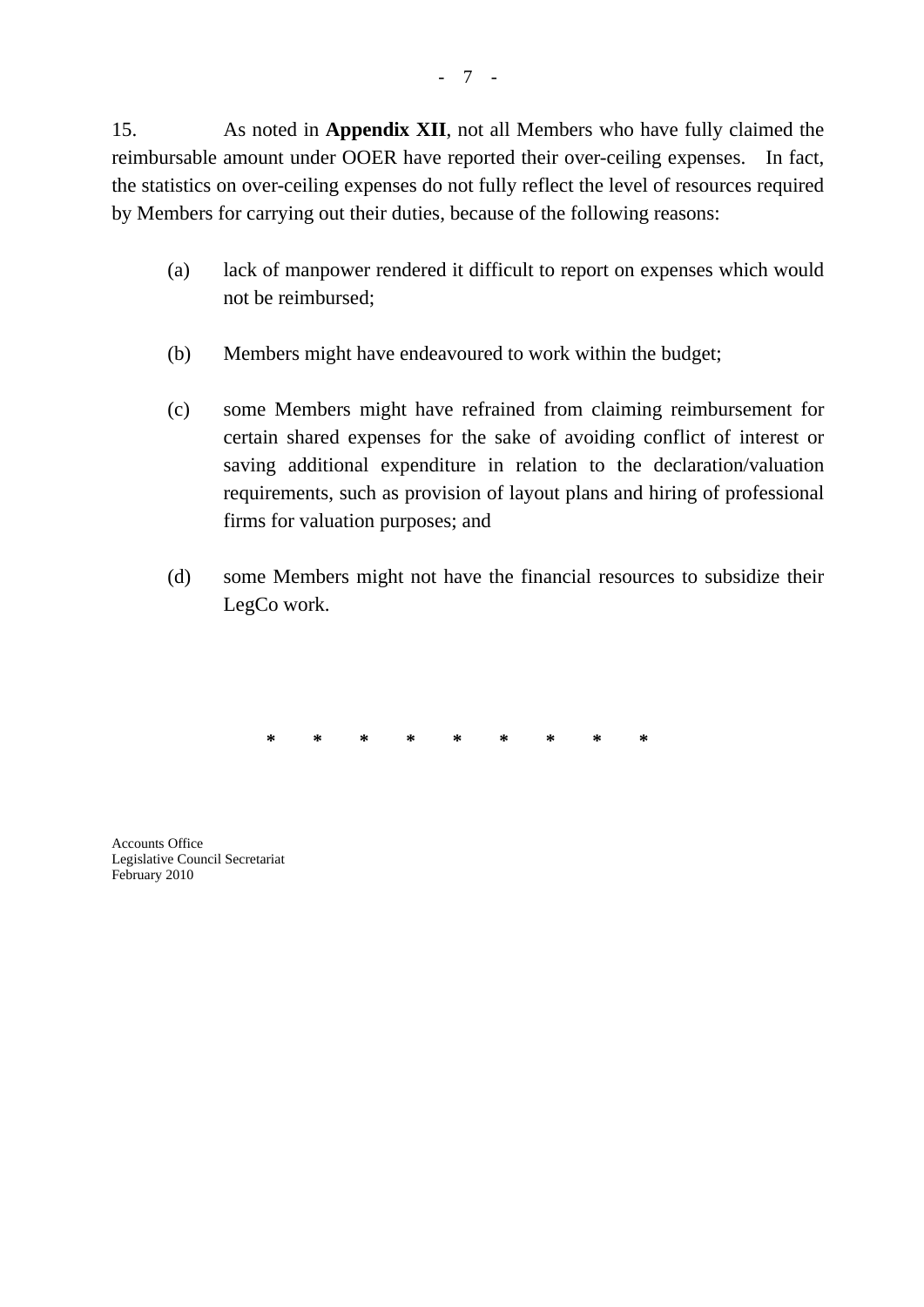15. As noted in **Appendix XII**, not all Members who have fully claimed the reimbursable amount under OOER have reported their over-ceiling expenses. In fact, the statistics on over-ceiling expenses do not fully reflect the level of resources required by Members for carrying out their duties, because of the following reasons:

(a) lack of manpower rendered it difficult to report on expenses which would not be reimbursed;

(b) Members might have endeavoured to work within the budget;

(c) some Members might have refrained from claiming reimbursement for certain shared expenses for the sake of avoiding conflict of interest or saving additional expenditure in relation to the declaration/valuation requirements, such as provision of layout plans and hiring of professional firms for valuation purposes; and

(d) some Members might not have the financial resources to subsidize their LegCo work.

\* \* \* \* \* \* \* \* \*

Accounts Office
Legislative Council Secretariat
February 2010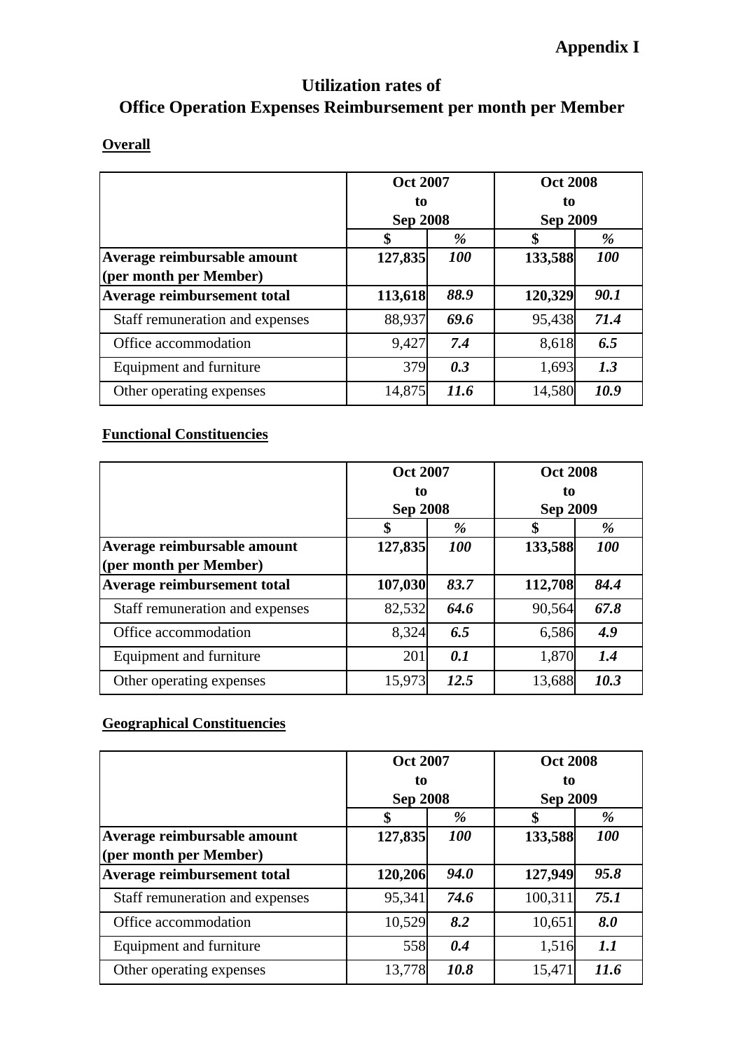**Appendix I**

# Utilization rates of Office Operation Expenses Reimbursement per month per Member

## Overall

| | Oct 2007 to Sep 2008 | | Oct 2008 to Sep 2009 | |
|---|---|---|---|---|
| | $ | % | $ | % |
| **Average reimbursable amount (per month per Member)** | **127,835** | ***100*** | **133,588** | ***100*** |
| **Average reimbursement total** | **113,618** | ***88.9*** | **120,329** | ***90.1*** |
| Staff remuneration and expenses | 88,937 | ***69.6*** | 95,438 | ***71.4*** |
| Office accommodation | 9,427 | ***7.4*** | 8,618 | ***6.5*** |
| Equipment and furniture | 379 | ***0.3*** | 1,693 | ***1.3*** |
| Other operating expenses | 14,875 | ***11.6*** | 14,580 | ***10.9*** |

## Functional Constituencies

| | Oct 2007 to Sep 2008 | | Oct 2008 to Sep 2009 | |
|---|---|---|---|---|
| | $ | % | $ | % |
| **Average reimbursable amount (per month per Member)** | **127,835** | ***100*** | **133,588** | ***100*** |
| **Average reimbursement total** | **107,030** | ***83.7*** | **112,708** | ***84.4*** |
| Staff remuneration and expenses | 82,532 | ***64.6*** | 90,564 | ***67.8*** |
| Office accommodation | 8,324 | ***6.5*** | 6,586 | ***4.9*** |
| Equipment and furniture | 201 | ***0.1*** | 1,870 | ***1.4*** |
| Other operating expenses | 15,973 | ***12.5*** | 13,688 | ***10.3*** |

## Geographical Constituencies

| | Oct 2007 to Sep 2008 | | Oct 2008 to Sep 2009 | |
|---|---|---|---|---|
| | $ | % | $ | % |
| **Average reimbursable amount (per month per Member)** | **127,835** | ***100*** | **133,588** | ***100*** |
| **Average reimbursement total** | **120,206** | ***94.0*** | **127,949** | ***95.8*** |
| Staff remuneration and expenses | 95,341 | ***74.6*** | 100,311 | ***75.1*** |
| Office accommodation | 10,529 | ***8.2*** | 10,651 | ***8.0*** |
| Equipment and furniture | 558 | ***0.4*** | 1,516 | ***1.1*** |
| Other operating expenses | 13,778 | ***10.8*** | 15,471 | ***11.6*** |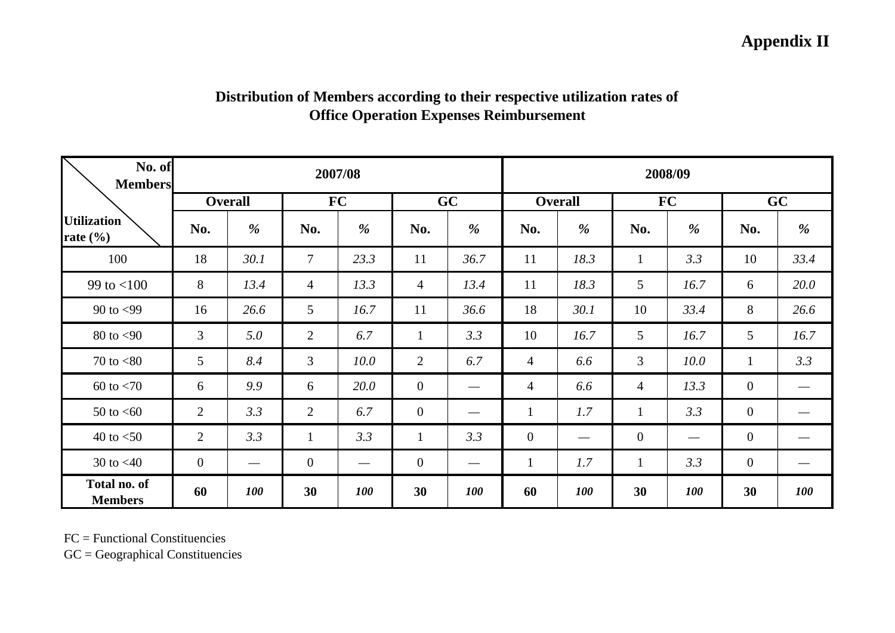**Appendix II**

## Distribution of Members according to their respective utilization rates of Office Operation Expenses Reimbursement

| Utilization rate (%) \ No. of Members | 2007/08 | | | | | | 2008/09 | | | | | |
|---|---|---|---|---|---|---|---|---|---|---|---|---|
| | Overall | | FC | | GC | | Overall | | FC | | GC | |
| | No. | % | No. | % | No. | % | No. | % | No. | % | No. | % |
| 100 | 18 | *30.1* | 7 | *23.3* | 11 | *36.7* | 11 | *18.3* | 1 | *3.3* | 10 | *33.4* |
| 99 to <100 | 8 | *13.4* | 4 | *13.3* | 4 | *13.4* | 11 | *18.3* | 5 | *16.7* | 6 | *20.0* |
| 90 to <99 | 16 | *26.6* | 5 | *16.7* | 11 | *36.6* | 18 | *30.1* | 10 | *33.4* | 8 | *26.6* |
| 80 to <90 | 3 | *5.0* | 2 | *6.7* | 1 | *3.3* | 10 | *16.7* | 5 | *16.7* | 5 | *16.7* |
| 70 to <80 | 5 | *8.4* | 3 | *10.0* | 2 | *6.7* | 4 | *6.6* | 3 | *10.0* | 1 | *3.3* |
| 60 to <70 | 6 | *9.9* | 6 | *20.0* | 0 | — | 4 | *6.6* | 4 | *13.3* | 0 | — |
| 50 to <60 | 2 | *3.3* | 2 | *6.7* | 0 | — | 1 | *1.7* | 1 | *3.3* | 0 | — |
| 40 to <50 | 2 | *3.3* | 1 | *3.3* | 1 | *3.3* | 0 | — | 0 | — | 0 | — |
| 30 to <40 | 0 | — | 0 | — | 0 | — | 1 | *1.7* | 1 | *3.3* | 0 | — |
| **Total no. of Members** | **60** | ***100*** | **30** | ***100*** | **30** | ***100*** | **60** | ***100*** | **30** | ***100*** | **30** | ***100*** |

FC = Functional Constituencies
GC = Geographical Constituencies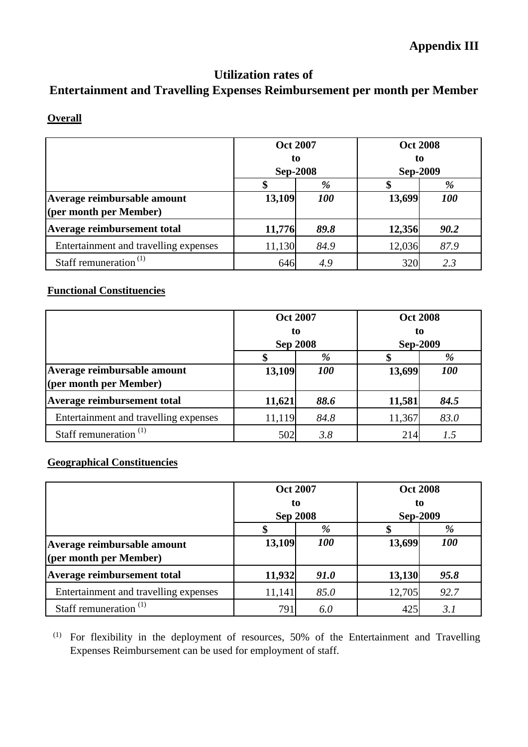**Appendix III**

## Utilization rates of
## Entertainment and Travelling Expenses Reimbursement per month per Member

**Overall**

| | Oct 2007 to Sep-2008 | | Oct 2008 to Sep-2009 | |
|---|---|---|---|---|
| | $ | % | $ | % |
| **Average reimbursable amount (per month per Member)** | **13,109** | ***100*** | **13,699** | ***100*** |
| **Average reimbursement total** | **11,776** | ***89.8*** | **12,356** | ***90.2*** |
| Entertainment and travelling expenses | 11,130 | *84.9* | 12,036 | *87.9* |
| Staff remuneration [(1)] | 646 | *4.9* | 320 | *2.3* |

**Functional Constituencies**

| | Oct 2007 to Sep 2008 | | Oct 2008 to Sep-2009 | |
|---|---|---|---|---|
| | $ | % | $ | % |
| **Average reimbursable amount (per month per Member)** | **13,109** | ***100*** | **13,699** | ***100*** |
| **Average reimbursement total** | **11,621** | ***88.6*** | **11,581** | ***84.5*** |
| Entertainment and travelling expenses | 11,119 | *84.8* | 11,367 | *83.0* |
| Staff remuneration [(1)] | 502 | *3.8* | 214 | *1.5* |

**Geographical Constituencies**

| | Oct 2007 to Sep 2008 | | Oct 2008 to Sep-2009 | |
|---|---|---|---|---|
| | $ | % | $ | % |
| **Average reimbursable amount (per month per Member)** | **13,109** | ***100*** | **13,699** | ***100*** |
| **Average reimbursement total** | **11,932** | ***91.0*** | **13,130** | ***95.8*** |
| Entertainment and travelling expenses | 11,141 | *85.0* | 12,705 | *92.7* |
| Staff remuneration [(1)] | 791 | *6.0* | 425 | *3.1* |

[(1)] For flexibility in the deployment of resources, 50% of the Entertainment and Travelling Expenses Reimbursement can be used for employment of staff.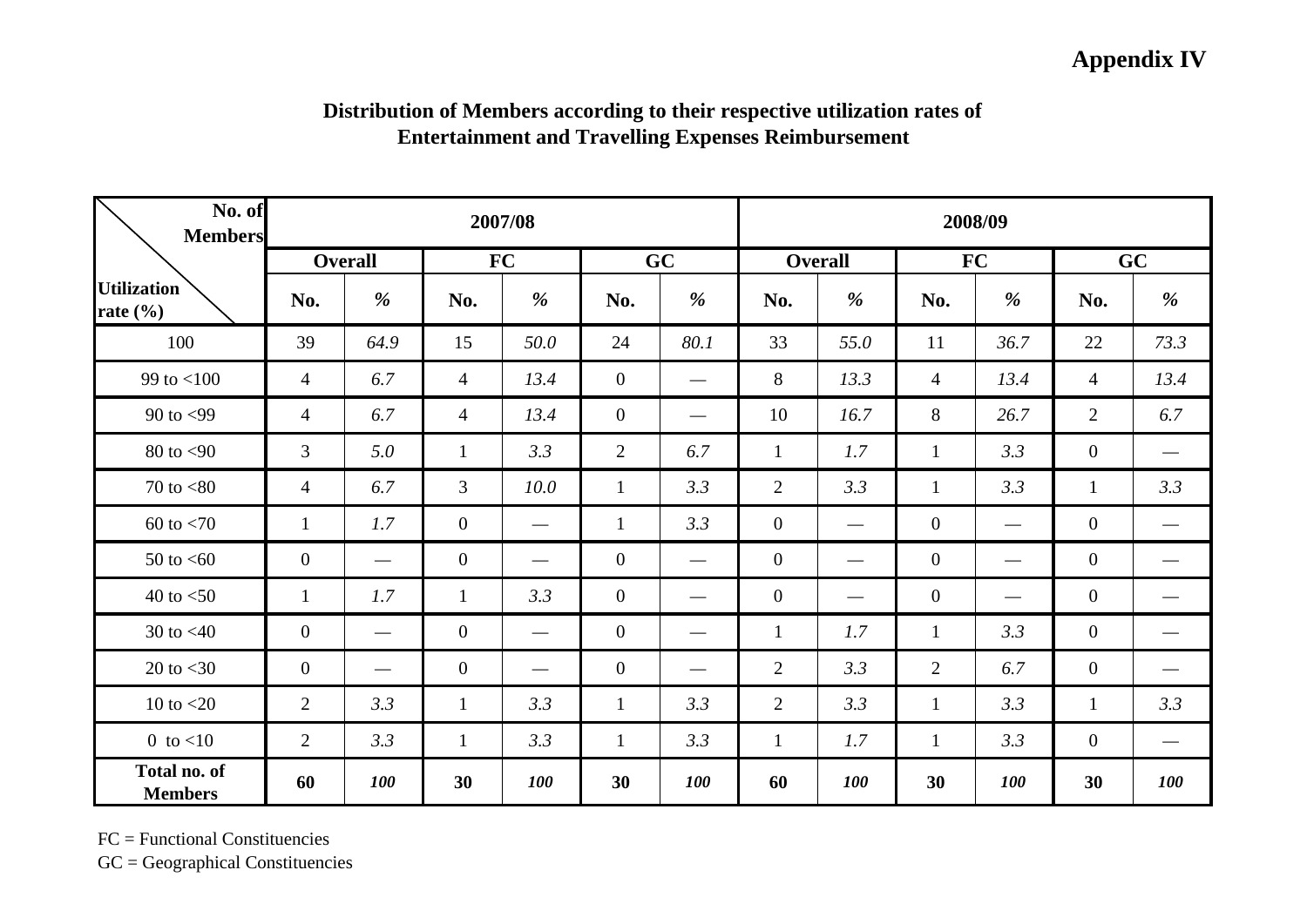**Appendix IV**

**Distribution of Members according to their respective utilization rates of Entertainment and Travelling Expenses Reimbursement**

| Utilization rate (%) \ No. of Members | 2007/08 | | | | | | 2008/09 | | | | | |
|---|---|---|---|---|---|---|---|---|---|---|---|---|
| | Overall | | FC | | GC | | Overall | | FC | | GC | |
| | No. | % | No. | % | No. | % | No. | % | No. | % | No. | % |
| 100 | 39 | *64.9* | 15 | *50.0* | 24 | *80.1* | 33 | *55.0* | 11 | *36.7* | 22 | *73.3* |
| 99 to <100 | 4 | *6.7* | 4 | *13.4* | 0 | — | 8 | *13.3* | 4 | *13.4* | 4 | *13.4* |
| 90 to <99 | 4 | *6.7* | 4 | *13.4* | 0 | — | 10 | *16.7* | 8 | *26.7* | 2 | *6.7* |
| 80 to <90 | 3 | *5.0* | 1 | *3.3* | 2 | *6.7* | 1 | *1.7* | 1 | *3.3* | 0 | — |
| 70 to <80 | 4 | *6.7* | 3 | *10.0* | 1 | *3.3* | 2 | *3.3* | 1 | *3.3* | 1 | *3.3* |
| 60 to <70 | 1 | *1.7* | 0 | — | 1 | *3.3* | 0 | — | 0 | — | 0 | — |
| 50 to <60 | 0 | — | 0 | — | 0 | — | 0 | — | 0 | — | 0 | — |
| 40 to <50 | 1 | *1.7* | 1 | *3.3* | 0 | — | 0 | — | 0 | — | 0 | — |
| 30 to <40 | 0 | — | 0 | — | 0 | — | 1 | *1.7* | 1 | *3.3* | 0 | — |
| 20 to <30 | 0 | — | 0 | — | 0 | — | 2 | *3.3* | 2 | *6.7* | 0 | — |
| 10 to <20 | 2 | *3.3* | 1 | *3.3* | 1 | *3.3* | 2 | *3.3* | 1 | *3.3* | 1 | *3.3* |
| 0 to <10 | 2 | *3.3* | 1 | *3.3* | 1 | *3.3* | 1 | *1.7* | 1 | *3.3* | 0 | — |
| **Total no. of Members** | **60** | ***100*** | **30** | ***100*** | **30** | ***100*** | **60** | ***100*** | **30** | ***100*** | **30** | ***100*** |

FC = Functional Constituencies

GC = Geographical Constituencies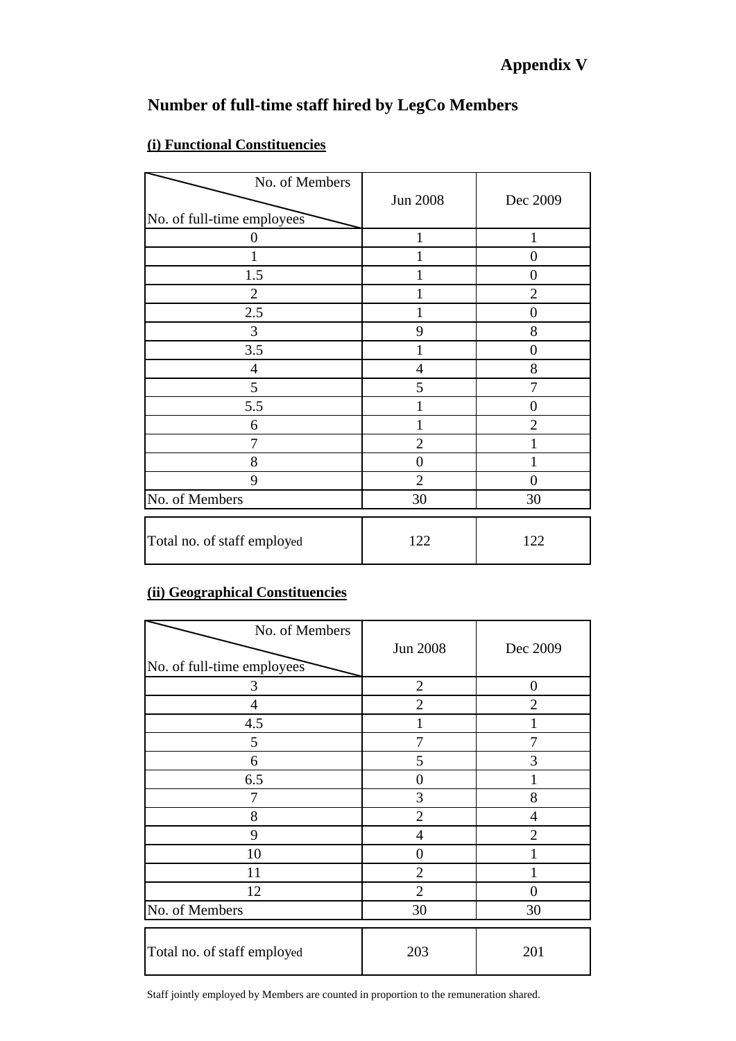**Appendix V**

## Number of full-time staff hired by LegCo Members

### (i) Functional Constituencies

| No. of Members / No. of full-time employees | Jun 2008 | Dec 2009 |
|---|---|---|
| 0 | 1 | 1 |
| 1 | 1 | 0 |
| 1.5 | 1 | 0 |
| 2 | 1 | 2 |
| 2.5 | 1 | 0 |
| 3 | 9 | 8 |
| 3.5 | 1 | 0 |
| 4 | 4 | 8 |
| 5 | 5 | 7 |
| 5.5 | 1 | 0 |
| 6 | 1 | 2 |
| 7 | 2 | 1 |
| 8 | 0 | 1 |
| 9 | 2 | 0 |
| No. of Members | 30 | 30 |
| Total no. of staff employed | 122 | 122 |

### (ii) Geographical Constituencies

| No. of Members / No. of full-time employees | Jun 2008 | Dec 2009 |
|---|---|---|
| 3 | 2 | 0 |
| 4 | 2 | 2 |
| 4.5 | 1 | 1 |
| 5 | 7 | 7 |
| 6 | 5 | 3 |
| 6.5 | 0 | 1 |
| 7 | 3 | 8 |
| 8 | 2 | 4 |
| 9 | 4 | 2 |
| 10 | 0 | 1 |
| 11 | 2 | 1 |
| 12 | 2 | 0 |
| No. of Members | 30 | 30 |
| Total no. of staff employed | 203 | 201 |

Staff jointly employed by Members are counted in proportion to the remuneration shared.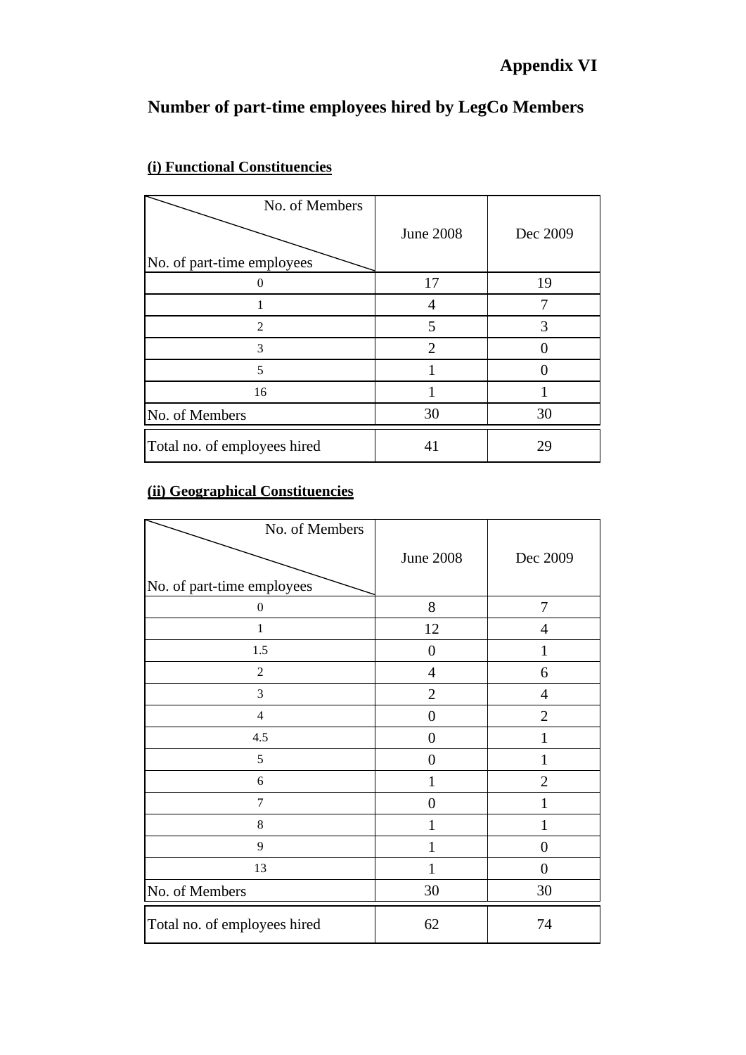**Appendix VI**

## Number of part-time employees hired by LegCo Members

**(i) Functional Constituencies**

| No. of Members / No. of part-time employees | June 2008 | Dec 2009 |
|---|---|---|
| 0 | 17 | 19 |
| 1 | 4 | 7 |
| 2 | 5 | 3 |
| 3 | 2 | 0 |
| 5 | 1 | 0 |
| 16 | 1 | 1 |
| No. of Members | 30 | 30 |
| Total no. of employees hired | 41 | 29 |

**(ii) Geographical Constituencies**

| No. of Members / No. of part-time employees | June 2008 | Dec 2009 |
|---|---|---|
| 0 | 8 | 7 |
| 1 | 12 | 4 |
| 1.5 | 0 | 1 |
| 2 | 4 | 6 |
| 3 | 2 | 4 |
| 4 | 0 | 2 |
| 4.5 | 0 | 1 |
| 5 | 0 | 1 |
| 6 | 1 | 2 |
| 7 | 0 | 1 |
| 8 | 1 | 1 |
| 9 | 1 | 0 |
| 13 | 1 | 0 |
| No. of Members | 30 | 30 |
| Total no. of employees hired | 62 | 74 |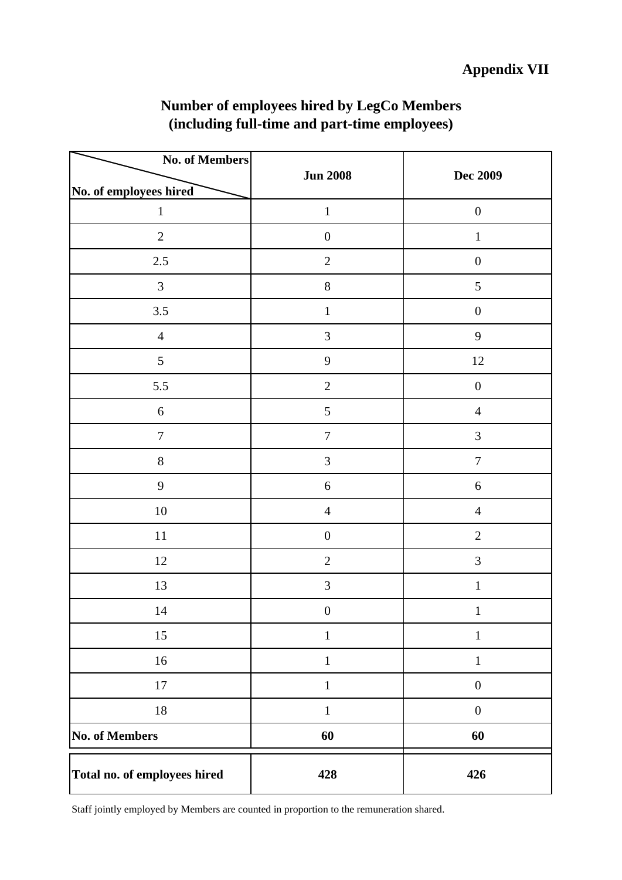**Appendix VII**

## Number of employees hired by LegCo Members (including full-time and part-time employees)

| No. of employees hired \ No. of Members | Jun 2008 | Dec 2009 |
|---|---|---|
| 1 | 1 | 0 |
| 2 | 0 | 1 |
| 2.5 | 2 | 0 |
| 3 | 8 | 5 |
| 3.5 | 1 | 0 |
| 4 | 3 | 9 |
| 5 | 9 | 12 |
| 5.5 | 2 | 0 |
| 6 | 5 | 4 |
| 7 | 7 | 3 |
| 8 | 3 | 7 |
| 9 | 6 | 6 |
| 10 | 4 | 4 |
| 11 | 0 | 2 |
| 12 | 2 | 3 |
| 13 | 3 | 1 |
| 14 | 0 | 1 |
| 15 | 1 | 1 |
| 16 | 1 | 1 |
| 17 | 1 | 0 |
| 18 | 1 | 0 |
| **No. of Members** | **60** | **60** |
| **Total no. of employees hired** | **428** | **426** |

Staff jointly employed by Members are counted in proportion to the remuneration shared.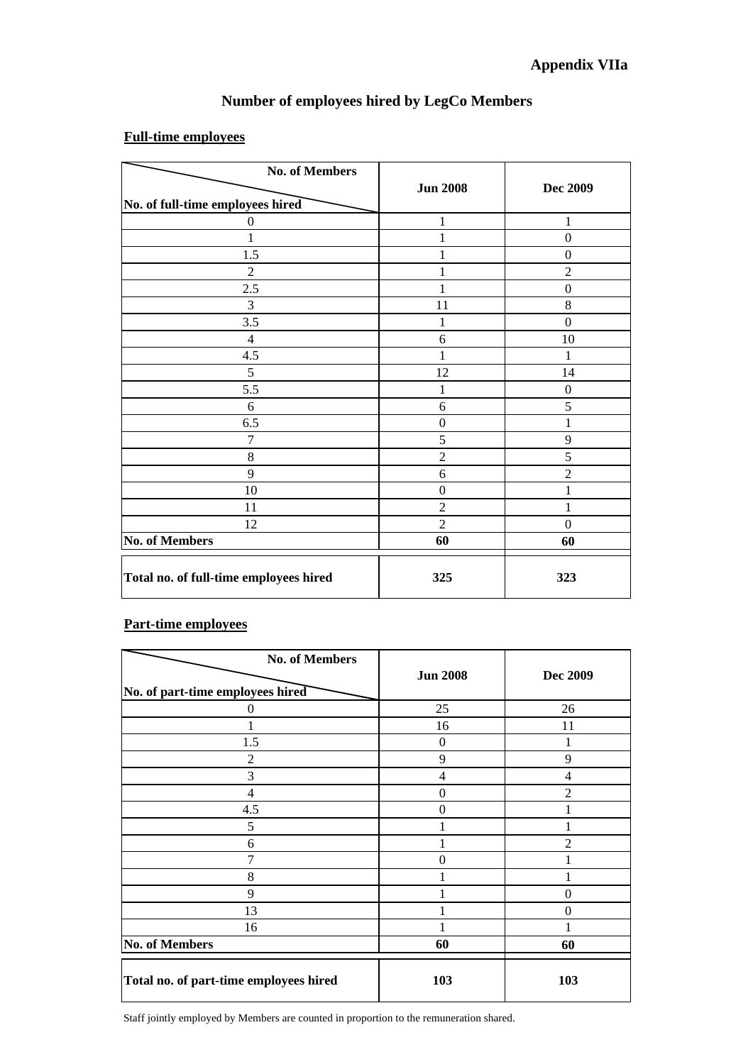**Appendix VIIa**

# Number of employees hired by LegCo Members

## Full-time employees

| No. of full-time employees hired \ No. of Members | Jun 2008 | Dec 2009 |
|---|---|---|
| 0 | 1 | 1 |
| 1 | 1 | 0 |
| 1.5 | 1 | 0 |
| 2 | 1 | 2 |
| 2.5 | 1 | 0 |
| 3 | 11 | 8 |
| 3.5 | 1 | 0 |
| 4 | 6 | 10 |
| 4.5 | 1 | 1 |
| 5 | 12 | 14 |
| 5.5 | 1 | 0 |
| 6 | 6 | 5 |
| 6.5 | 0 | 1 |
| 7 | 5 | 9 |
| 8 | 2 | 5 |
| 9 | 6 | 2 |
| 10 | 0 | 1 |
| 11 | 2 | 1 |
| 12 | 2 | 0 |
| **No. of Members** | **60** | **60** |
| **Total no. of full-time employees hired** | **325** | **323** |

## Part-time employees

| No. of part-time employees hired \ No. of Members | Jun 2008 | Dec 2009 |
|---|---|---|
| 0 | 25 | 26 |
| 1 | 16 | 11 |
| 1.5 | 0 | 1 |
| 2 | 9 | 9 |
| 3 | 4 | 4 |
| 4 | 0 | 2 |
| 4.5 | 0 | 1 |
| 5 | 1 | 1 |
| 6 | 1 | 2 |
| 7 | 0 | 1 |
| 8 | 1 | 1 |
| 9 | 1 | 0 |
| 13 | 1 | 0 |
| 16 | 1 | 1 |
| **No. of Members** | **60** | **60** |
| **Total no. of part-time employees hired** | **103** | **103** |

Staff jointly employed by Members are counted in proportion to the remuneration shared.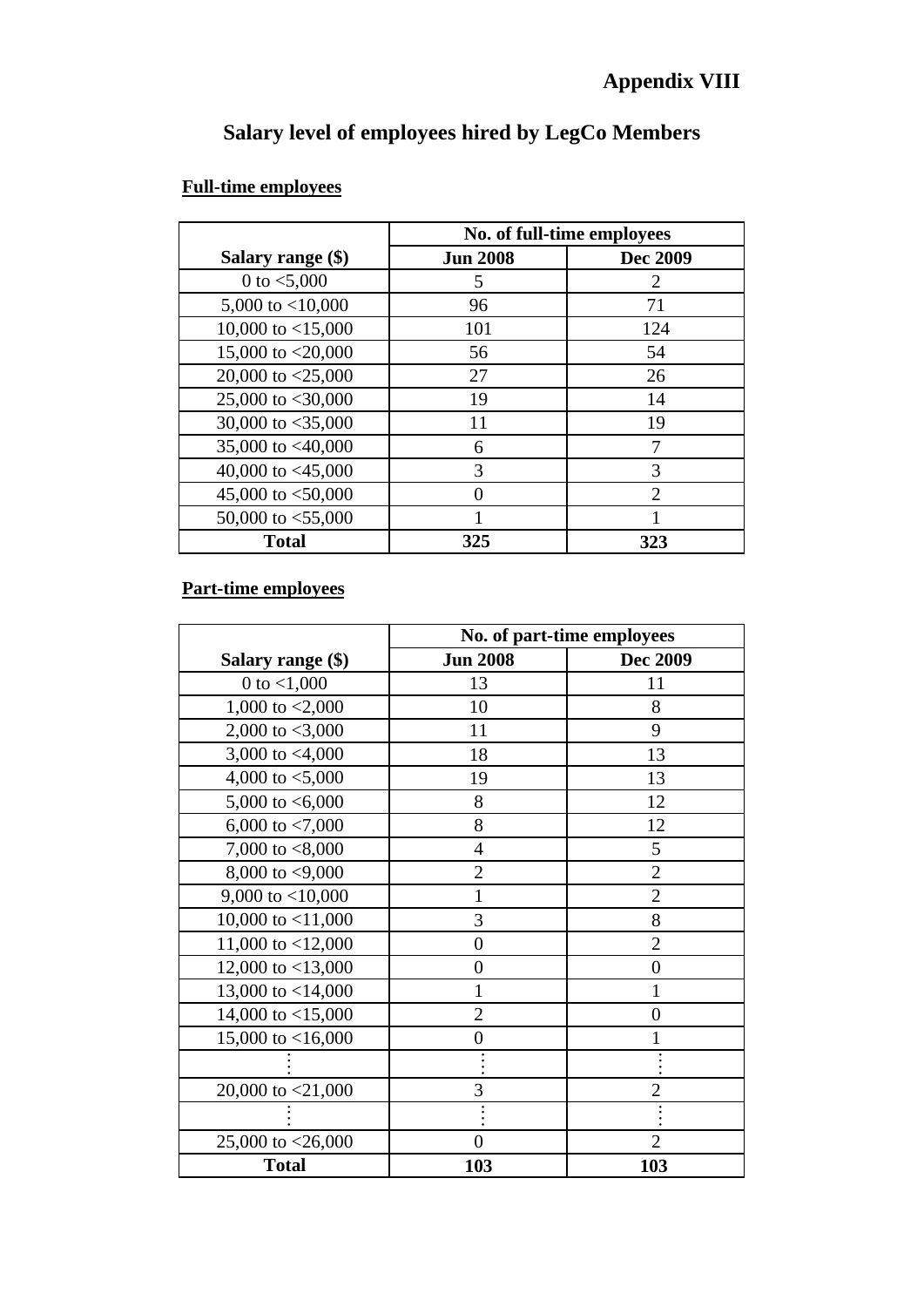**Appendix VIII**

# Salary level of employees hired by LegCo Members

**Full-time employees**

| | No. of full-time employees | |
|---|---|---|
| **Salary range ($)** | **Jun 2008** | **Dec 2009** |
| 0 to <5,000 | 5 | 2 |
| 5,000 to <10,000 | 96 | 71 |
| 10,000 to <15,000 | 101 | 124 |
| 15,000 to <20,000 | 56 | 54 |
| 20,000 to <25,000 | 27 | 26 |
| 25,000 to <30,000 | 19 | 14 |
| 30,000 to <35,000 | 11 | 19 |
| 35,000 to <40,000 | 6 | 7 |
| 40,000 to <45,000 | 3 | 3 |
| 45,000 to <50,000 | 0 | 2 |
| 50,000 to <55,000 | 1 | 1 |
| **Total** | **325** | **323** |

**Part-time employees**

| | No. of part-time employees | |
|---|---|---|
| **Salary range ($)** | **Jun 2008** | **Dec 2009** |
| 0 to <1,000 | 13 | 11 |
| 1,000 to <2,000 | 10 | 8 |
| 2,000 to <3,000 | 11 | 9 |
| 3,000 to <4,000 | 18 | 13 |
| 4,000 to <5,000 | 19 | 13 |
| 5,000 to <6,000 | 8 | 12 |
| 6,000 to <7,000 | 8 | 12 |
| 7,000 to <8,000 | 4 | 5 |
| 8,000 to <9,000 | 2 | 2 |
| 9,000 to <10,000 | 1 | 2 |
| 10,000 to <11,000 | 3 | 8 |
| 11,000 to <12,000 | 0 | 2 |
| 12,000 to <13,000 | 0 | 0 |
| 13,000 to <14,000 | 1 | 1 |
| 14,000 to <15,000 | 2 | 0 |
| 15,000 to <16,000 | 0 | 1 |
| ⋮ | ⋮ | ⋮ |
| 20,000 to <21,000 | 3 | 2 |
| ⋮ | ⋮ | ⋮ |
| 25,000 to <26,000 | 0 | 2 |
| **Total** | **103** | **103** |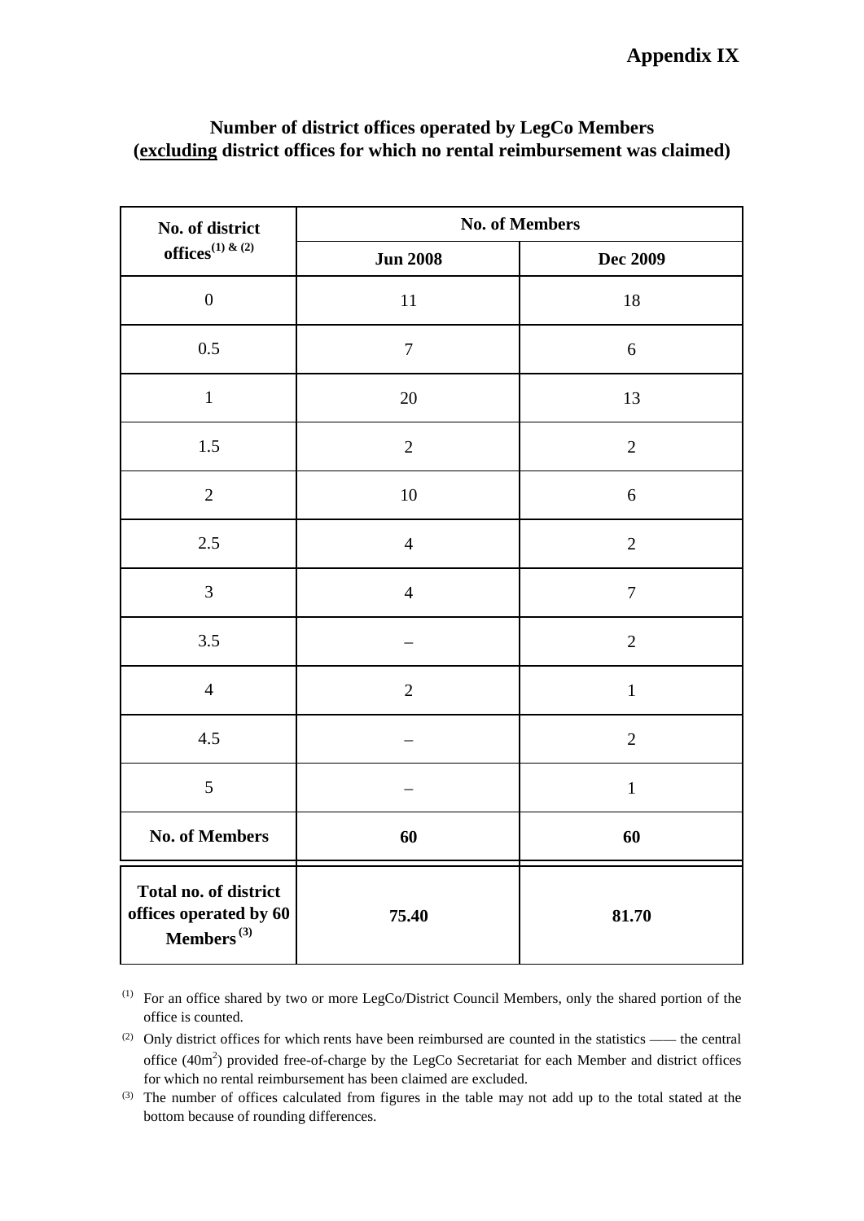**Appendix IX**

## Number of district offices operated by LegCo Members (excluding district offices for which no rental reimbursement was claimed)

| No. of district offices[(1) & (2)] | No. of Members | |
|---|---|---|
| | **Jun 2008** | **Dec 2009** |
| 0 | 11 | 18 |
| 0.5 | 7 | 6 |
| 1 | 20 | 13 |
| 1.5 | 2 | 2 |
| 2 | 10 | 6 |
| 2.5 | 4 | 2 |
| 3 | 4 | 7 |
| 3.5 | – | 2 |
| 4 | 2 | 1 |
| 4.5 | – | 2 |
| 5 | – | 1 |
| **No. of Members** | **60** | **60** |
| **Total no. of district offices operated by 60 Members**[(3)] | **75.40** | **81.70** |

(1) For an office shared by two or more LegCo/District Council Members, only the shared portion of the office is counted.

(2) Only district offices for which rents have been reimbursed are counted in the statistics —— the central office ($40m^2$) provided free-of-charge by the LegCo Secretariat for each Member and district offices for which no rental reimbursement has been claimed are excluded.

(3) The number of offices calculated from figures in the table may not add up to the total stated at the bottom because of rounding differences.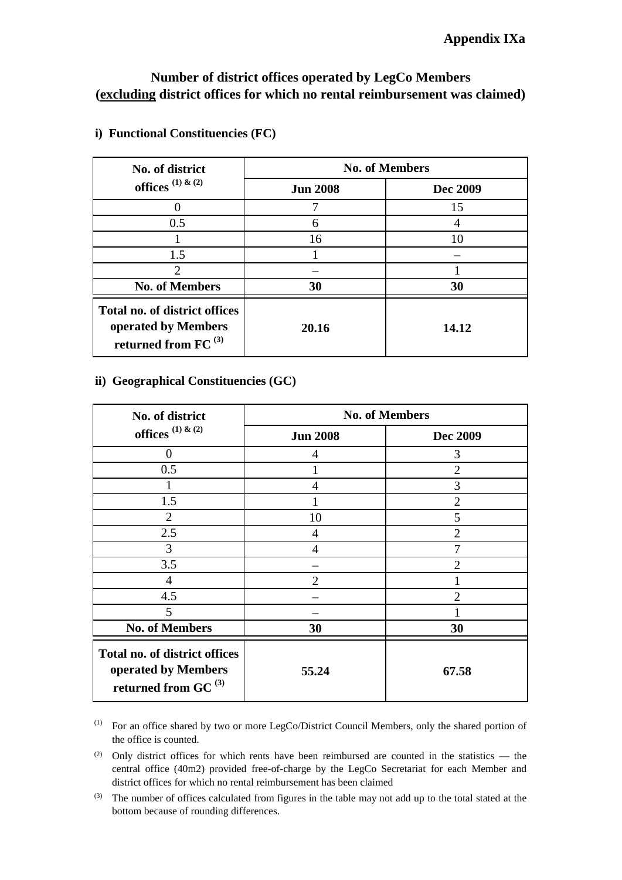**Appendix IXa**

## Number of district offices operated by LegCo Members (**excluding** district offices for which no rental reimbursement was claimed)

### i) Functional Constituencies (FC)

| No. of district offices [(1) & (2)] | No. of Members | |
|---|---|---|
| | **Jun 2008** | **Dec 2009** |
| 0 | 7 | 15 |
| 0.5 | 6 | 4 |
| 1 | 16 | 10 |
| 1.5 | 1 | – |
| 2 | – | 1 |
| **No. of Members** | **30** | **30** |
| **Total no. of district offices operated by Members returned from FC [(3)]** | **20.16** | **14.12** |

### ii) Geographical Constituencies (GC)

| No. of district offices [(1) & (2)] | No. of Members | |
|---|---|---|
| | **Jun 2008** | **Dec 2009** |
| 0 | 4 | 3 |
| 0.5 | 1 | 2 |
| 1 | 4 | 3 |
| 1.5 | 1 | 2 |
| 2 | 10 | 5 |
| 2.5 | 4 | 2 |
| 3 | 4 | 7 |
| 3.5 | – | 2 |
| 4 | 2 | 1 |
| 4.5 | – | 2 |
| 5 | – | 1 |
| **No. of Members** | **30** | **30** |
| **Total no. of district offices operated by Members returned from GC [(3)]** | **55.24** | **67.58** |

(1) For an office shared by two or more LegCo/District Council Members, only the shared portion of the office is counted.

(2) Only district offices for which rents have been reimbursed are counted in the statistics — the central office (40m2) provided free-of-charge by the LegCo Secretariat for each Member and district offices for which no rental reimbursement has been claimed

(3) The number of offices calculated from figures in the table may not add up to the total stated at the bottom because of rounding differences.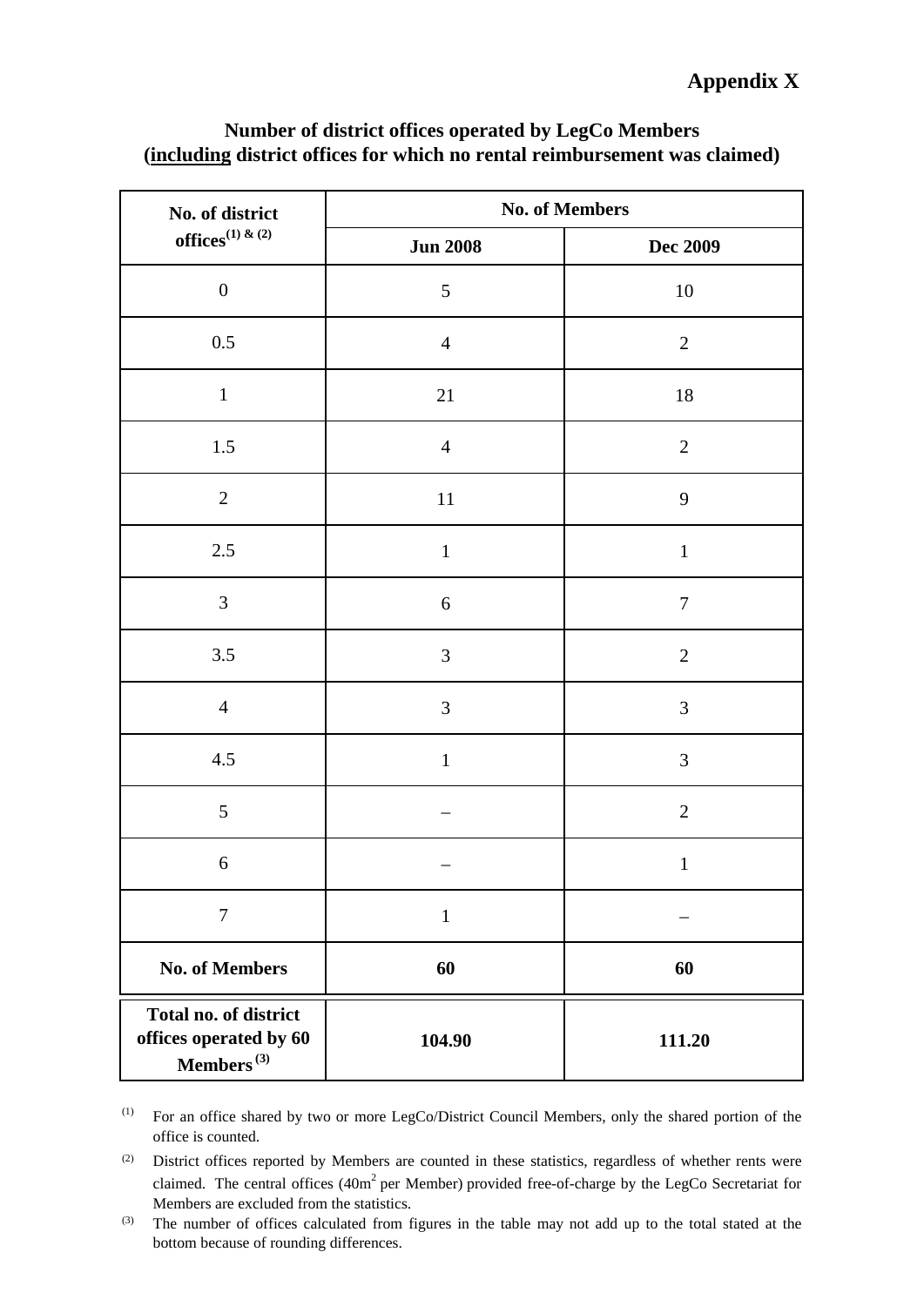**Appendix X**

**Number of district offices operated by LegCo Members**
**(<u>including</u> district offices for which no rental reimbursement was claimed)**

| No. of district offices[(1) & (2)] | No. of Members | |
|---|---|---|
| | **Jun 2008** | **Dec 2009** |
| 0 | 5 | 10 |
| 0.5 | 4 | 2 |
| 1 | 21 | 18 |
| 1.5 | 4 | 2 |
| 2 | 11 | 9 |
| 2.5 | 1 | 1 |
| 3 | 6 | 7 |
| 3.5 | 3 | 2 |
| 4 | 3 | 3 |
| 4.5 | 1 | 3 |
| 5 | – | 2 |
| 6 | – | 1 |
| 7 | 1 | – |
| **No. of Members** | **60** | **60** |
| **Total no. of district offices operated by 60 Members[(3)]** | **104.90** | **111.20** |

(1) For an office shared by two or more LegCo/District Council Members, only the shared portion of the office is counted.

(2) District offices reported by Members are counted in these statistics, regardless of whether rents were claimed. The central offices ($40m^2$ per Member) provided free-of-charge by the LegCo Secretariat for Members are excluded from the statistics.

(3) The number of offices calculated from figures in the table may not add up to the total stated at the bottom because of rounding differences.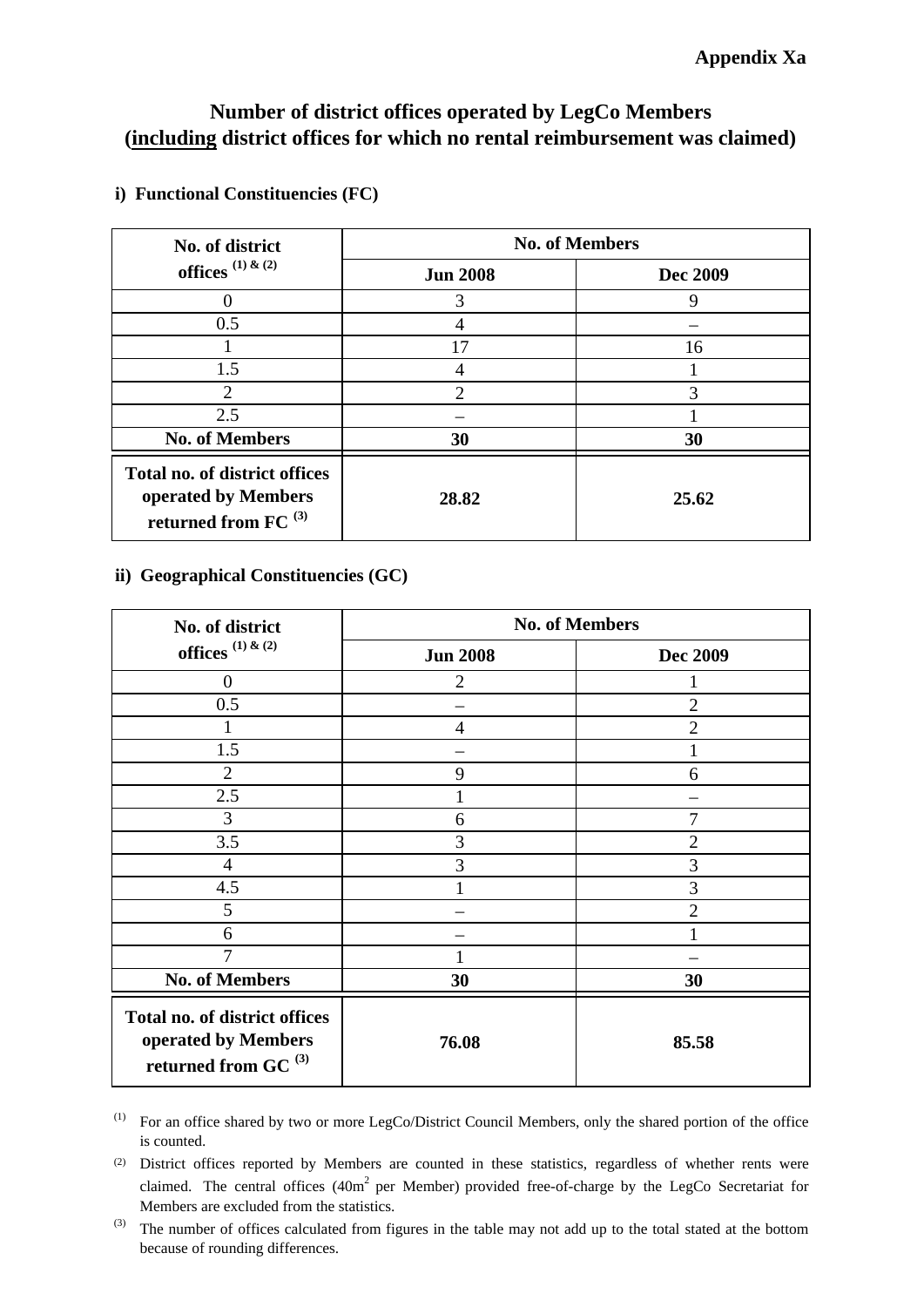**Appendix Xa**

## Number of district offices operated by LegCo Members (including district offices for which no rental reimbursement was claimed)

### i) Functional Constituencies (FC)

| No. of district offices [(1) & (2)] | No. of Members | |
|---|---|---|
| | Jun 2008 | Dec 2009 |
| 0 | 3 | 9 |
| 0.5 | 4 | – |
| 1 | 17 | 16 |
| 1.5 | 4 | 1 |
| 2 | 2 | 3 |
| 2.5 | – | 1 |
| **No. of Members** | **30** | **30** |
| **Total no. of district offices operated by Members returned from FC [(3)]** | **28.82** | **25.62** |

### ii) Geographical Constituencies (GC)

| No. of district offices [(1) & (2)] | No. of Members | |
|---|---|---|
| | Jun 2008 | Dec 2009 |
| 0 | 2 | 1 |
| 0.5 | – | 2 |
| 1 | 4 | 2 |
| 1.5 | – | 1 |
| 2 | 9 | 6 |
| 2.5 | 1 | – |
| 3 | 6 | 7 |
| 3.5 | 3 | 2 |
| 4 | 3 | 3 |
| 4.5 | 1 | 3 |
| 5 | – | 2 |
| 6 | – | 1 |
| 7 | 1 | – |
| **No. of Members** | **30** | **30** |
| **Total no. of district offices operated by Members returned from GC [(3)]** | **76.08** | **85.58** |

(1) For an office shared by two or more LegCo/District Council Members, only the shared portion of the office is counted.

(2) District offices reported by Members are counted in these statistics, regardless of whether rents were claimed. The central offices ($40m^2$ per Member) provided free-of-charge by the LegCo Secretariat for Members are excluded from the statistics.

(3) The number of offices calculated from figures in the table may not add up to the total stated at the bottom because of rounding differences.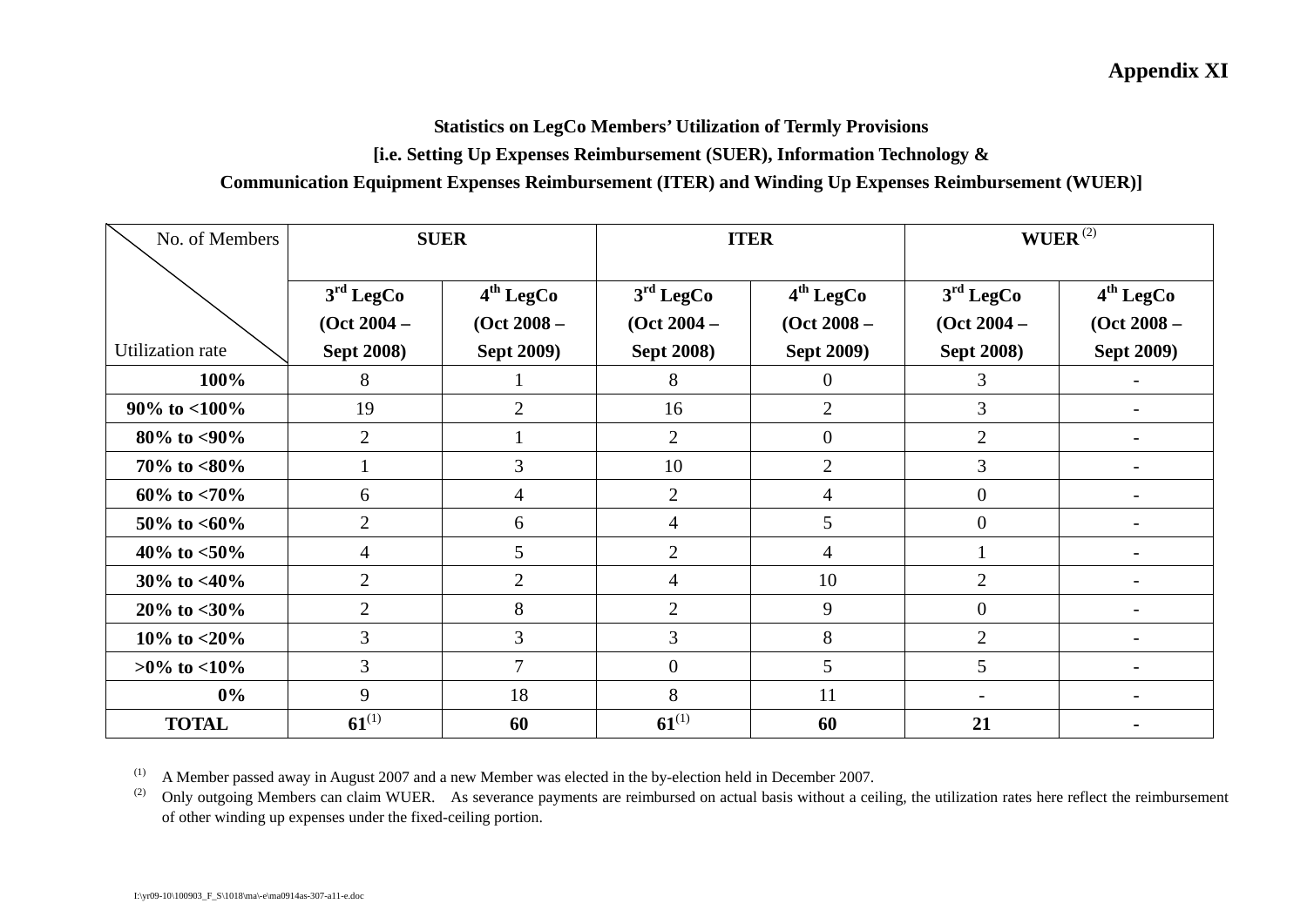**Appendix XI**

**Statistics on LegCo Members' Utilization of Termly Provisions**
**[i.e. Setting Up Expenses Reimbursement (SUER), Information Technology & Communication Equipment Expenses Reimbursement (ITER) and Winding Up Expenses Reimbursement (WUER)]**

| No. of Members / Utilization rate | SUER | | ITER | | WUER [(2)] | |
|---|---|---|---|---|---|---|
| | 3rd LegCo (Oct 2004 – Sept 2008) | 4th LegCo (Oct 2008 – Sept 2009) | 3rd LegCo (Oct 2004 – Sept 2008) | 4th LegCo (Oct 2008 – Sept 2009) | 3rd LegCo (Oct 2004 – Sept 2008) | 4th LegCo (Oct 2008 – Sept 2009) |
| **100%** | 8 | 1 | 8 | 0 | 3 | - |
| **90% to <100%** | 19 | 2 | 16 | 2 | 3 | - |
| **80% to <90%** | 2 | 1 | 2 | 0 | 2 | - |
| **70% to <80%** | 1 | 3 | 10 | 2 | 3 | - |
| **60% to <70%** | 6 | 4 | 2 | 4 | 0 | - |
| **50% to <60%** | 2 | 6 | 4 | 5 | 0 | - |
| **40% to <50%** | 4 | 5 | 2 | 4 | 1 | - |
| **30% to <40%** | 2 | 2 | 4 | 10 | 2 | - |
| **20% to <30%** | 2 | 8 | 2 | 9 | 0 | - |
| **10% to <20%** | 3 | 3 | 3 | 8 | 2 | - |
| **>0% to <10%** | 3 | 7 | 0 | 5 | 5 | - |
| **0%** | 9 | 18 | 8 | 11 | - | - |
| **TOTAL** | **61**[(1)] | **60** | **61**[(1)] | **60** | **21** | **-** |

(1) A Member passed away in August 2007 and a new Member was elected in the by-election held in December 2007.

(2) Only outgoing Members can claim WUER. As severance payments are reimbursed on actual basis without a ceiling, the utilization rates here reflect the reimbursement of other winding up expenses under the fixed-ceiling portion.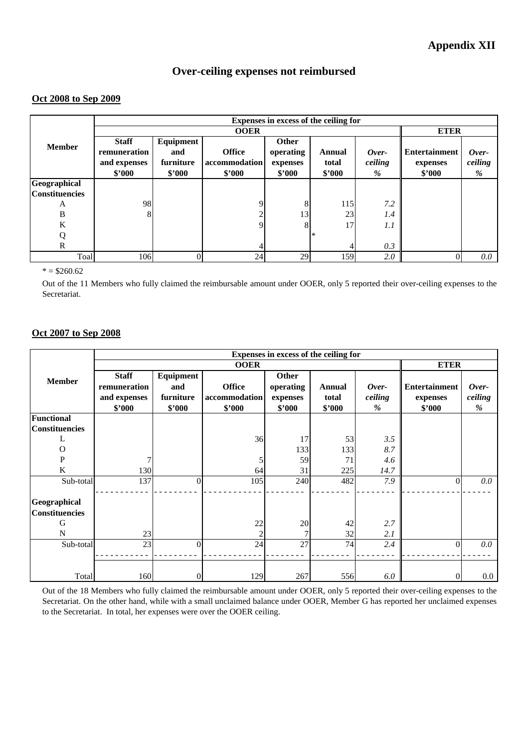# Appendix XII

## Over-ceiling expenses not reimbursed

**Oct 2008 to Sep 2009**

| Member | Expenses in excess of the ceiling for | | | | | | | |
|---|---|---|---|---|---|---|---|---|
| | OOER | | | | | | ETER | |
| | **Staff remuneration and expenses \$'000** | **Equipment and furniture \$'000** | **Office accommodation \$'000** | **Other operating expenses \$'000** | **Annual total \$'000** | ***Over-ceiling %*** | **Entertainment expenses \$'000** | ***Over-ceiling %*** |
| **Geographical Constituencies** | | | | | | | | |
| A | 98 | | 9 | 8 | 115 | *7.2* | | |
| B | 8 | | 2 | 13 | 23 | *1.4* | | |
| K | | | 9 | 8 | 17 | *1.1* | | |
| Q | | | | | * | | | |
| R | | | 4 | | 4 | *0.3* | | |
| Toal | 106 | 0 | 24 | 29 | 159 | *2.0* | 0 | *0.0* |

* = \$260.62

Out of the 11 Members who fully claimed the reimbursable amount under OOER, only 5 reported their over-ceiling expenses to the Secretariat.

**Oct 2007 to Sep 2008**

| Member | Expenses in excess of the ceiling for | | | | | | | |
|---|---|---|---|---|---|---|---|---|
| | OOER | | | | | | ETER | |
| | **Staff remuneration and expenses \$'000** | **Equipment and furniture \$'000** | **Office accommodation \$'000** | **Other operating expenses \$'000** | **Annual total \$'000** | ***Over-ceiling %*** | **Entertainment expenses \$'000** | ***Over-ceiling %*** |
| **Functional Constituencies** | | | | | | | | |
| L | | | 36 | 17 | 53 | *3.5* | | |
| O | | | | 133 | 133 | *8.7* | | |
| P | 7 | | 5 | 59 | 71 | *4.6* | | |
| K | 130 | | 64 | 31 | 225 | *14.7* | | |
| Sub-total | 137 | 0 | 105 | 240 | 482 | *7.9* | 0 | *0.0* |
| **Geographical Constituencies** | | | | | | | | |
| G | | | 22 | 20 | 42 | *2.7* | | |
| N | 23 | | 2 | 7 | 32 | *2.1* | | |
| Sub-total | 23 | 0 | 24 | 27 | 74 | *2.4* | 0 | *0.0* |
| Total | 160 | 0 | 129 | 267 | 556 | *6.0* | 0 | 0.0 |

Out of the 18 Members who fully claimed the reimbursable amount under OOER, only 5 reported their over-ceiling expenses to the Secretariat. On the other hand, while with a small unclaimed balance under OOER, Member G has reported her unclaimed expenses to the Secretariat. In total, her expenses were over the OOER ceiling.